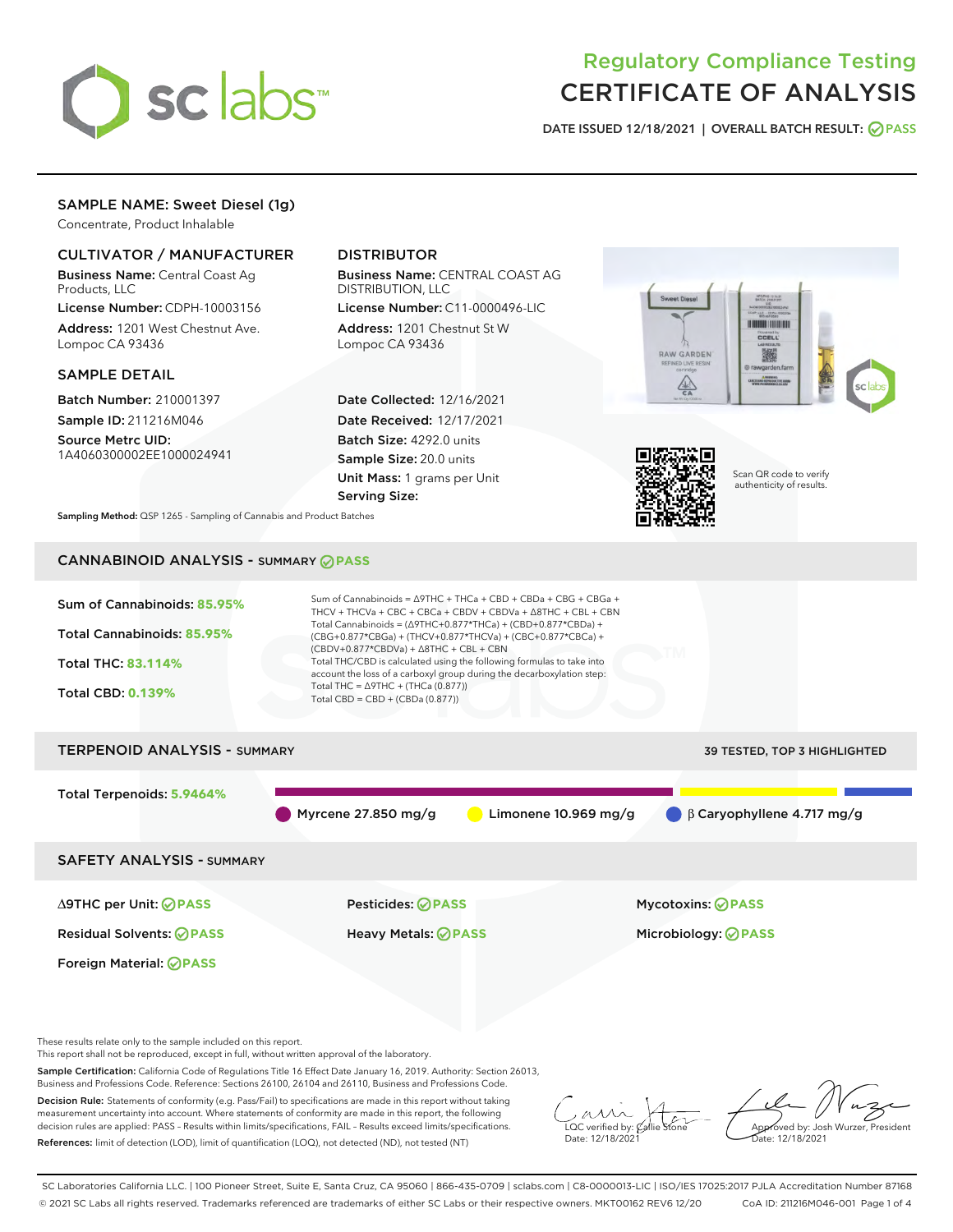# Regulatory Compliance Testing
# CERTIFICATE OF ANALYSIS

DATE ISSUED 12/18/2021 | OVERALL BATCH RESULT: PASS

## SAMPLE NAME: Sweet Diesel (1g)

Concentrate, Product Inhalable

### CULTIVATOR / MANUFACTURER

**Business Name:** Central Coast Ag Products, LLC

**License Number:** CDPH-10003156

**Address:** 1201 West Chestnut Ave. Lompoc CA 93436

### DISTRIBUTOR

**Business Name:** CENTRAL COAST AG DISTRIBUTION, LLC

**License Number:** C11-0000496-LIC

**Address:** 1201 Chestnut St W Lompoc CA 93436

### SAMPLE DETAIL

**Batch Number:** 210001397

**Sample ID:** 211216M046

**Source Metrc UID:** 1A4060300002EE1000024941

**Date Collected:** 12/16/2021

**Date Received:** 12/17/2021

**Batch Size:** 4292.0 units

**Sample Size:** 20.0 units

**Unit Mass:** 1 grams per Unit

**Serving Size:**

Scan QR code to verify authenticity of results.

**Sampling Method:** QSP 1265 - Sampling of Cannabis and Product Batches

## CANNABINOID ANALYSIS - SUMMARY PASS

Sum of Cannabinoids: **85.95%**

Total Cannabinoids: **85.95%**

Total THC: **83.114%**

Total CBD: **0.139%**

Sum of Cannabinoids = Δ9THC + THCa + CBD + CBDa + CBG + CBGa + THCV + THCVa + CBC + CBCa + CBDV + CBDVa + Δ8THC + CBL + CBN

Total Cannabinoids = (Δ9THC+0.877*THCa) + (CBD+0.877*CBDa) + (CBG+0.877*CBGa) + (THCV+0.877*THCVa) + (CBC+0.877*CBCa) + (CBDV+0.877*CBDVa) + Δ8THC + CBL + CBN

Total THC/CBD is calculated using the following formulas to take into account the loss of a carboxyl group during the decarboxylation step:

Total THC = Δ9THC + (THCa (0.877))

Total CBD = CBD + (CBDa (0.877))

## TERPENOID ANALYSIS - SUMMARY

39 TESTED, TOP 3 HIGHLIGHTED

Total Terpenoids: **5.9464%**

- Myrcene 27.850 mg/g
- Limonene 10.969 mg/g
- β Caryophyllene 4.717 mg/g

## SAFETY ANALYSIS - SUMMARY

| | | |
|---|---|---|
| Δ9THC per Unit: PASS | Pesticides: PASS | Mycotoxins: PASS |
| Residual Solvents: PASS | Heavy Metals: PASS | Microbiology: PASS |
| Foreign Material: PASS | | |

These results relate only to the sample included on this report.
This report shall not be reproduced, except in full, without written approval of the laboratory.

**Sample Certification:** California Code of Regulations Title 16 Effect Date January 16, 2019. Authority: Section 26013, Business and Professions Code. Reference: Sections 26100, 26104 and 26110, Business and Professions Code.

**Decision Rule:** Statements of conformity (e.g. Pass/Fail) to specifications are made in this report without taking measurement uncertainty into account. Where statements of conformity are made in this report, the following decision rules are applied: PASS – Results within limits/specifications, FAIL – Results exceed limits/specifications.

**References:** limit of detection (LOD), limit of quantification (LOQ), not detected (ND), not tested (NT)

LQC verified by: Callie Stone
Date: 12/18/2021

Approved by: Josh Wurzer, President
Date: 12/18/2021

SC Laboratories California LLC. | 100 Pioneer Street, Suite E, Santa Cruz, CA 95060 | 866-435-0709 | sclabs.com | C8-0000013-LIC | ISO/IES 17025:2017 PJLA Accreditation Number 87168
© 2021 SC Labs all rights reserved. Trademarks referenced are trademarks of either SC Labs or their respective owners. MKT00162 REV6 12/20 CoA ID: 211216M046-001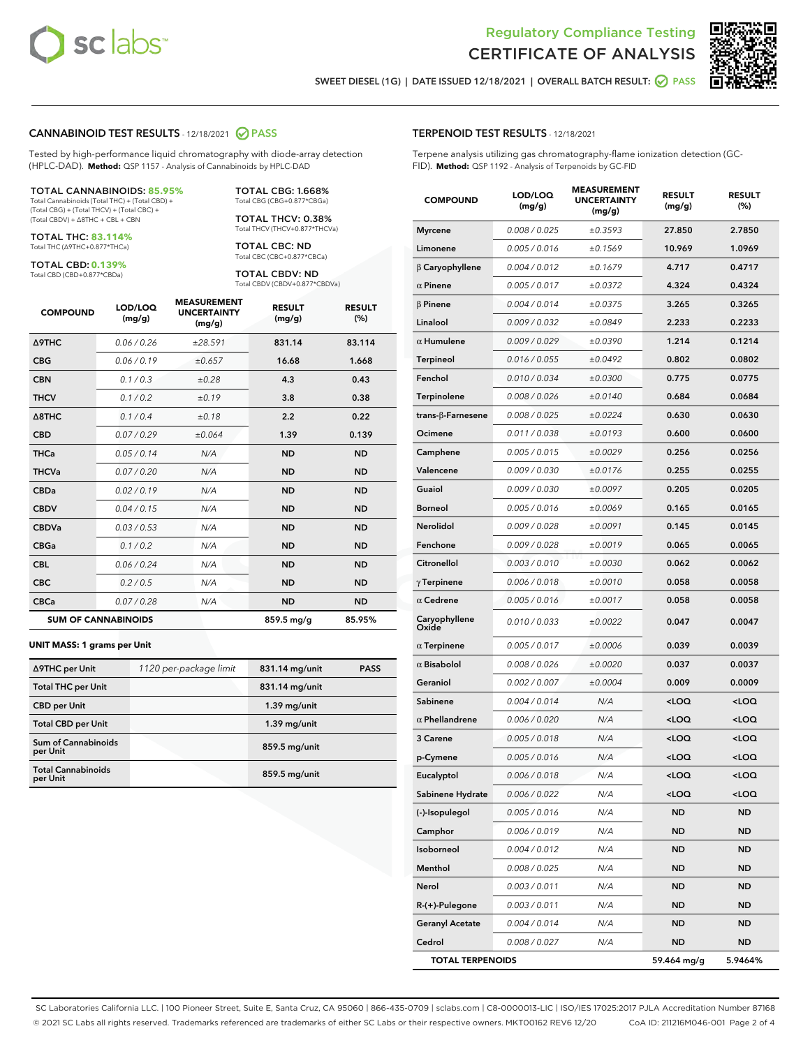Regulatory Compliance Testing
# CERTIFICATE OF ANALYSIS

SWEET DIESEL (1G) | DATE ISSUED 12/18/2021 | OVERALL BATCH RESULT: PASS

## CANNABINOID TEST RESULTS - 12/18/2021 PASS

Tested by high-performance liquid chromatography with diode-array detection (HPLC-DAD). **Method:** QSP 1157 - Analysis of Cannabinoids by HPLC-DAD

**TOTAL CANNABINOIDS: 85.95%**
Total Cannabinoids (Total THC) + (Total CBD) + (Total CBG) + (Total THCV) + (Total CBC) + (Total CBDV) + Δ8THC + CBL + CBN

**TOTAL THC: 83.114%**
Total THC (Δ9THC+0.877*THCa)

**TOTAL CBD: 0.139%**
Total CBD (CBD+0.877*CBDa)

**TOTAL CBG: 1.668%**
Total CBG (CBG+0.877*CBGa)

**TOTAL THCV: 0.38%**
Total THCV (THCV+0.877*THCVa)

**TOTAL CBC: ND**
Total CBC (CBC+0.877*CBCa)

**TOTAL CBDV: ND**
Total CBDV (CBDV+0.877*CBDVa)

| COMPOUND | LOD/LOQ (mg/g) | MEASUREMENT UNCERTAINTY (mg/g) | RESULT (mg/g) | RESULT (%) |
|---|---|---|---|---|
| Δ9THC | 0.06 / 0.26 | ±28.591 | 831.14 | 83.114 |
| CBG | 0.06 / 0.19 | ±0.657 | 16.68 | 1.668 |
| CBN | 0.1 / 0.3 | ±0.28 | 4.3 | 0.43 |
| THCV | 0.1 / 0.2 | ±0.19 | 3.8 | 0.38 |
| Δ8THC | 0.1 / 0.4 | ±0.18 | 2.2 | 0.22 |
| CBD | 0.07 / 0.29 | ±0.064 | 1.39 | 0.139 |
| THCa | 0.05 / 0.14 | N/A | ND | ND |
| THCVa | 0.07 / 0.20 | N/A | ND | ND |
| CBDa | 0.02 / 0.19 | N/A | ND | ND |
| CBDV | 0.04 / 0.15 | N/A | ND | ND |
| CBDVa | 0.03 / 0.53 | N/A | ND | ND |
| CBGa | 0.1 / 0.2 | N/A | ND | ND |
| CBL | 0.06 / 0.24 | N/A | ND | ND |
| CBC | 0.2 / 0.5 | N/A | ND | ND |
| CBCa | 0.07 / 0.28 | N/A | ND | ND |
| **SUM OF CANNABINOIDS** | | | 859.5 mg/g | 85.95% |

**UNIT MASS: 1 grams per Unit**

| | | | |
|---|---|---|---|
| Δ9THC per Unit | 1120 per-package limit | 831.14 mg/unit | PASS |
| Total THC per Unit | | 831.14 mg/unit | |
| CBD per Unit | | 1.39 mg/unit | |
| Total CBD per Unit | | 1.39 mg/unit | |
| Sum of Cannabinoids per Unit | | 859.5 mg/unit | |
| Total Cannabinoids per Unit | | 859.5 mg/unit | |

## TERPENOID TEST RESULTS - 12/18/2021

Terpene analysis utilizing gas chromatography-flame ionization detection (GC-FID). **Method:** QSP 1192 - Analysis of Terpenoids by GC-FID

| COMPOUND | LOD/LOQ (mg/g) | MEASUREMENT UNCERTAINTY (mg/g) | RESULT (mg/g) | RESULT (%) |
|---|---|---|---|---|
| Myrcene | 0.008 / 0.025 | ±0.3593 | 27.850 | 2.7850 |
| Limonene | 0.005 / 0.016 | ±0.1569 | 10.969 | 1.0969 |
| β Caryophyllene | 0.004 / 0.012 | ±0.1679 | 4.717 | 0.4717 |
| α Pinene | 0.005 / 0.017 | ±0.0372 | 4.324 | 0.4324 |
| β Pinene | 0.004 / 0.014 | ±0.0375 | 3.265 | 0.3265 |
| Linalool | 0.009 / 0.032 | ±0.0849 | 2.233 | 0.2233 |
| α Humulene | 0.009 / 0.029 | ±0.0390 | 1.214 | 0.1214 |
| Terpineol | 0.016 / 0.055 | ±0.0492 | 0.802 | 0.0802 |
| Fenchol | 0.010 / 0.034 | ±0.0300 | 0.775 | 0.0775 |
| Terpinolene | 0.008 / 0.026 | ±0.0140 | 0.684 | 0.0684 |
| trans-β-Farnesene | 0.008 / 0.025 | ±0.0224 | 0.630 | 0.0630 |
| Ocimene | 0.011 / 0.038 | ±0.0193 | 0.600 | 0.0600 |
| Camphene | 0.005 / 0.015 | ±0.0029 | 0.256 | 0.0256 |
| Valencene | 0.009 / 0.030 | ±0.0176 | 0.255 | 0.0255 |
| Guaiol | 0.009 / 0.030 | ±0.0097 | 0.205 | 0.0205 |
| Borneol | 0.005 / 0.016 | ±0.0069 | 0.165 | 0.0165 |
| Nerolidol | 0.009 / 0.028 | ±0.0091 | 0.145 | 0.0145 |
| Fenchone | 0.009 / 0.028 | ±0.0019 | 0.065 | 0.0065 |
| Citronellol | 0.003 / 0.010 | ±0.0030 | 0.062 | 0.0062 |
| γ Terpinene | 0.006 / 0.018 | ±0.0010 | 0.058 | 0.0058 |
| α Cedrene | 0.005 / 0.016 | ±0.0017 | 0.058 | 0.0058 |
| Caryophyllene Oxide | 0.010 / 0.033 | ±0.0022 | 0.047 | 0.0047 |
| α Terpinene | 0.005 / 0.017 | ±0.0006 | 0.039 | 0.0039 |
| α Bisabolol | 0.008 / 0.026 | ±0.0020 | 0.037 | 0.0037 |
| Geraniol | 0.002 / 0.007 | ±0.0004 | 0.009 | 0.0009 |
| Sabinene | 0.004 / 0.014 | N/A | <LOQ | <LOQ |
| α Phellandrene | 0.006 / 0.020 | N/A | <LOQ | <LOQ |
| 3 Carene | 0.005 / 0.018 | N/A | <LOQ | <LOQ |
| p-Cymene | 0.005 / 0.016 | N/A | <LOQ | <LOQ |
| Eucalyptol | 0.006 / 0.018 | N/A | <LOQ | <LOQ |
| Sabinene Hydrate | 0.006 / 0.022 | N/A | <LOQ | <LOQ |
| (-)-Isopulegol | 0.005 / 0.016 | N/A | ND | ND |
| Camphor | 0.006 / 0.019 | N/A | ND | ND |
| Isoborneol | 0.004 / 0.012 | N/A | ND | ND |
| Menthol | 0.008 / 0.025 | N/A | ND | ND |
| Nerol | 0.003 / 0.011 | N/A | ND | ND |
| R-(+)-Pulegone | 0.003 / 0.011 | N/A | ND | ND |
| Geranyl Acetate | 0.004 / 0.014 | N/A | ND | ND |
| Cedrol | 0.008 / 0.027 | N/A | ND | ND |
| **TOTAL TERPENOIDS** | | | 59.464 mg/g | 5.9464% |

SC Laboratories California LLC. | 100 Pioneer Street, Suite E, Santa Cruz, CA 95060 | 866-435-0709 | sclabs.com | C8-0000013-LIC | ISO/IES 17025:2017 PJLA Accreditation Number 87168
© 2021 SC Labs all rights reserved. Trademarks referenced are trademarks of either SC Labs or their respective owners. MKT00162 REV6 12/20 CoA ID: 211216M046-001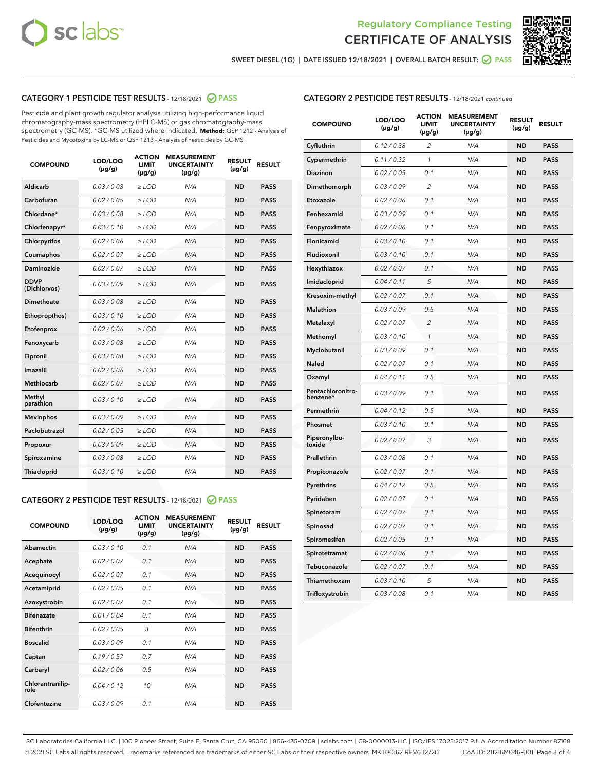Regulatory Compliance Testing

# CERTIFICATE OF ANALYSIS

SWEET DIESEL (1G) | DATE ISSUED 12/18/2021 | OVERALL BATCH RESULT: PASS

## CATEGORY 1 PESTICIDE TEST RESULTS - 12/18/2021 PASS

Pesticide and plant growth regulator analysis utilizing high-performance liquid chromatography-mass spectrometry (HPLC-MS) or gas chromatography-mass spectrometry (GC-MS). *GC-MS utilized where indicated. **Method:** QSP 1212 - Analysis of Pesticides and Mycotoxins by LC-MS or QSP 1213 - Analysis of Pesticides by GC-MS

| COMPOUND | LOD/LOQ (µg/g) | ACTION LIMIT (µg/g) | MEASUREMENT UNCERTAINTY (µg/g) | RESULT (µg/g) | RESULT |
|---|---|---|---|---|---|
| Aldicarb | 0.03 / 0.08 | ≥ LOD | N/A | ND | PASS |
| Carbofuran | 0.02 / 0.05 | ≥ LOD | N/A | ND | PASS |
| Chlordane* | 0.03 / 0.08 | ≥ LOD | N/A | ND | PASS |
| Chlorfenapyr* | 0.03 / 0.10 | ≥ LOD | N/A | ND | PASS |
| Chlorpyrifos | 0.02 / 0.06 | ≥ LOD | N/A | ND | PASS |
| Coumaphos | 0.02 / 0.07 | ≥ LOD | N/A | ND | PASS |
| Daminozide | 0.02 / 0.07 | ≥ LOD | N/A | ND | PASS |
| DDVP (Dichlorvos) | 0.03 / 0.09 | ≥ LOD | N/A | ND | PASS |
| Dimethoate | 0.03 / 0.08 | ≥ LOD | N/A | ND | PASS |
| Ethoprop(hos) | 0.03 / 0.10 | ≥ LOD | N/A | ND | PASS |
| Etofenprox | 0.02 / 0.06 | ≥ LOD | N/A | ND | PASS |
| Fenoxycarb | 0.03 / 0.08 | ≥ LOD | N/A | ND | PASS |
| Fipronil | 0.03 / 0.08 | ≥ LOD | N/A | ND | PASS |
| Imazalil | 0.02 / 0.06 | ≥ LOD | N/A | ND | PASS |
| Methiocarb | 0.02 / 0.07 | ≥ LOD | N/A | ND | PASS |
| Methyl parathion | 0.03 / 0.10 | ≥ LOD | N/A | ND | PASS |
| Mevinphos | 0.03 / 0.09 | ≥ LOD | N/A | ND | PASS |
| Paclobutrazol | 0.02 / 0.05 | ≥ LOD | N/A | ND | PASS |
| Propoxur | 0.03 / 0.09 | ≥ LOD | N/A | ND | PASS |
| Spiroxamine | 0.03 / 0.08 | ≥ LOD | N/A | ND | PASS |
| Thiacloprid | 0.03 / 0.10 | ≥ LOD | N/A | ND | PASS |

## CATEGORY 2 PESTICIDE TEST RESULTS - 12/18/2021 PASS

| COMPOUND | LOD/LOQ (µg/g) | ACTION LIMIT (µg/g) | MEASUREMENT UNCERTAINTY (µg/g) | RESULT (µg/g) | RESULT |
|---|---|---|---|---|---|
| Abamectin | 0.03 / 0.10 | 0.1 | N/A | ND | PASS |
| Acephate | 0.02 / 0.07 | 0.1 | N/A | ND | PASS |
| Acequinocyl | 0.02 / 0.07 | 0.1 | N/A | ND | PASS |
| Acetamiprid | 0.02 / 0.05 | 0.1 | N/A | ND | PASS |
| Azoxystrobin | 0.02 / 0.07 | 0.1 | N/A | ND | PASS |
| Bifenazate | 0.01 / 0.04 | 0.1 | N/A | ND | PASS |
| Bifenthrin | 0.02 / 0.05 | 3 | N/A | ND | PASS |
| Boscalid | 0.03 / 0.09 | 0.1 | N/A | ND | PASS |
| Captan | 0.19 / 0.57 | 0.7 | N/A | ND | PASS |
| Carbaryl | 0.02 / 0.06 | 0.5 | N/A | ND | PASS |
| Chlorantraniliprole | 0.04 / 0.12 | 10 | N/A | ND | PASS |
| Clofentezine | 0.03 / 0.09 | 0.1 | N/A | ND | PASS |
| Cyfluthrin | 0.12 / 0.38 | 2 | N/A | ND | PASS |
| Cypermethrin | 0.11 / 0.32 | 1 | N/A | ND | PASS |
| Diazinon | 0.02 / 0.05 | 0.1 | N/A | ND | PASS |
| Dimethomorph | 0.03 / 0.09 | 2 | N/A | ND | PASS |
| Etoxazole | 0.02 / 0.06 | 0.1 | N/A | ND | PASS |
| Fenhexamid | 0.03 / 0.09 | 0.1 | N/A | ND | PASS |
| Fenpyroximate | 0.02 / 0.06 | 0.1 | N/A | ND | PASS |
| Flonicamid | 0.03 / 0.10 | 0.1 | N/A | ND | PASS |
| Fludioxonil | 0.03 / 0.10 | 0.1 | N/A | ND | PASS |
| Hexythiazox | 0.02 / 0.07 | 0.1 | N/A | ND | PASS |
| Imidacloprid | 0.04 / 0.11 | 5 | N/A | ND | PASS |
| Kresoxim-methyl | 0.02 / 0.07 | 0.1 | N/A | ND | PASS |
| Malathion | 0.03 / 0.09 | 0.5 | N/A | ND | PASS |
| Metalaxyl | 0.02 / 0.07 | 2 | N/A | ND | PASS |
| Methomyl | 0.03 / 0.10 | 1 | N/A | ND | PASS |
| Myclobutanil | 0.03 / 0.09 | 0.1 | N/A | ND | PASS |
| Naled | 0.02 / 0.07 | 0.1 | N/A | ND | PASS |
| Oxamyl | 0.04 / 0.11 | 0.5 | N/A | ND | PASS |
| Pentachloronitrobenzene* | 0.03 / 0.09 | 0.1 | N/A | ND | PASS |
| Permethrin | 0.04 / 0.12 | 0.5 | N/A | ND | PASS |
| Phosmet | 0.03 / 0.10 | 0.1 | N/A | ND | PASS |
| Piperonylbutoxide | 0.02 / 0.07 | 3 | N/A | ND | PASS |
| Prallethrin | 0.03 / 0.08 | 0.1 | N/A | ND | PASS |
| Propiconazole | 0.02 / 0.07 | 0.1 | N/A | ND | PASS |
| Pyrethrins | 0.04 / 0.12 | 0.5 | N/A | ND | PASS |
| Pyridaben | 0.02 / 0.07 | 0.1 | N/A | ND | PASS |
| Spinetoram | 0.02 / 0.07 | 0.1 | N/A | ND | PASS |
| Spinosad | 0.02 / 0.07 | 0.1 | N/A | ND | PASS |
| Spiromesifen | 0.02 / 0.05 | 0.1 | N/A | ND | PASS |
| Spirotetramat | 0.02 / 0.06 | 0.1 | N/A | ND | PASS |
| Tebuconazole | 0.02 / 0.07 | 0.1 | N/A | ND | PASS |
| Thiamethoxam | 0.03 / 0.10 | 5 | N/A | ND | PASS |
| Trifloxystrobin | 0.03 / 0.08 | 0.1 | N/A | ND | PASS |

SC Laboratories California LLC. | 100 Pioneer Street, Suite E, Santa Cruz, CA 95060 | 866-435-0709 | sclabs.com | C8-0000013-LIC | ISO/IES 17025:2017 PJLA Accreditation Number 87168
© 2021 SC Labs all rights reserved. Trademarks referenced are trademarks of either SC Labs or their respective owners. MKT00162 REV6 12/20 CoA ID: 211216M046-001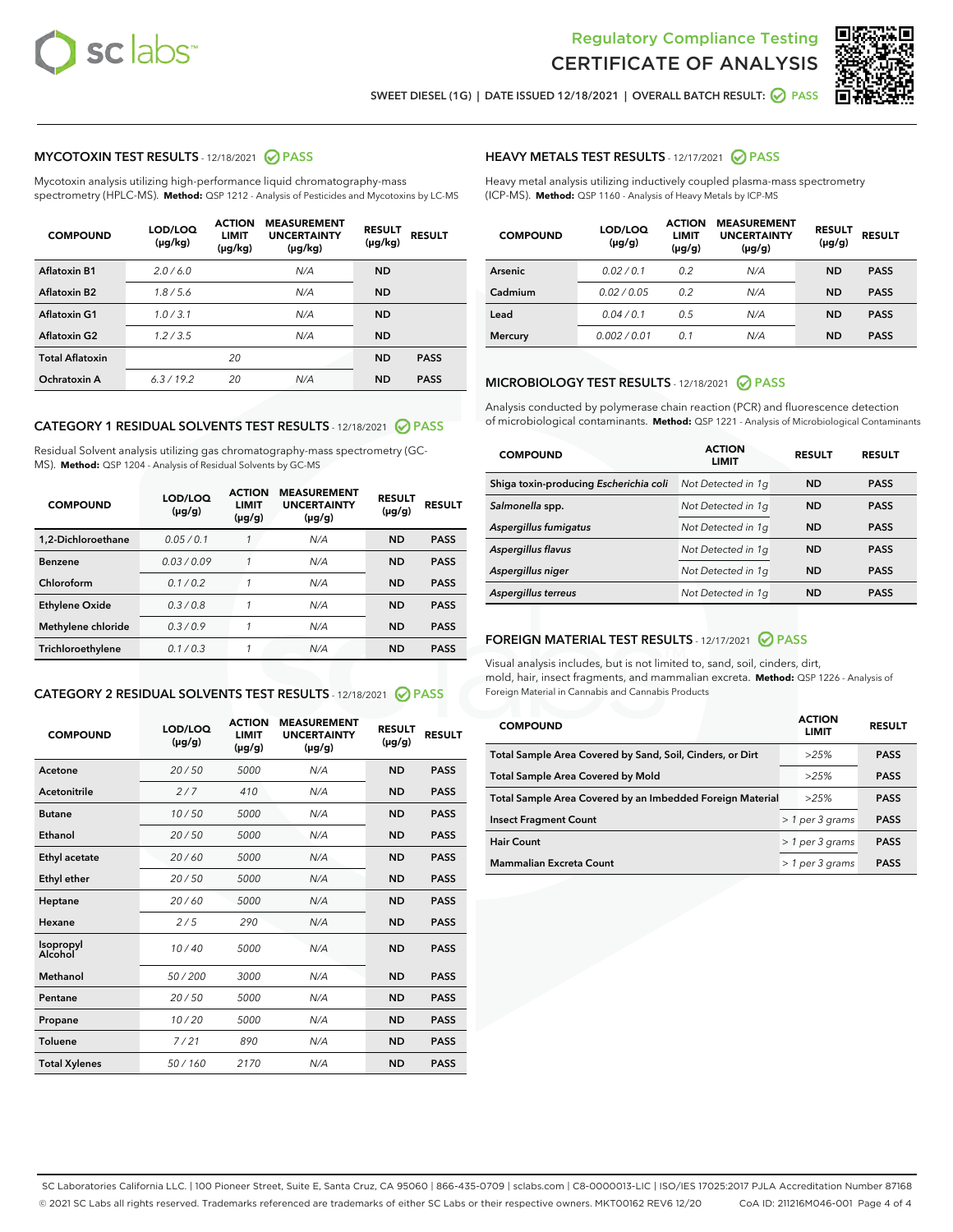Regulatory Compliance Testing

# CERTIFICATE OF ANALYSIS

SWEET DIESEL (1G) | DATE ISSUED 12/18/2021 | OVERALL BATCH RESULT: PASS

## MYCOTOXIN TEST RESULTS - 12/18/2021 PASS

Mycotoxin analysis utilizing high-performance liquid chromatography-mass spectrometry (HPLC-MS). **Method:** QSP 1212 - Analysis of Pesticides and Mycotoxins by LC-MS

| COMPOUND | LOD/LOQ (µg/kg) | ACTION LIMIT (µg/kg) | MEASUREMENT UNCERTAINTY (µg/kg) | RESULT (µg/kg) | RESULT |
|---|---|---|---|---|---|
| Aflatoxin B1 | 2.0 / 6.0 | | N/A | ND | |
| Aflatoxin B2 | 1.8 / 5.6 | | N/A | ND | |
| Aflatoxin G1 | 1.0 / 3.1 | | N/A | ND | |
| Aflatoxin G2 | 1.2 / 3.5 | | N/A | ND | |
| Total Aflatoxin | | 20 | | ND | PASS |
| Ochratoxin A | 6.3 / 19.2 | 20 | N/A | ND | PASS |

## CATEGORY 1 RESIDUAL SOLVENTS TEST RESULTS - 12/18/2021 PASS

Residual Solvent analysis utilizing gas chromatography-mass spectrometry (GC-MS). **Method:** QSP 1204 - Analysis of Residual Solvents by GC-MS

| COMPOUND | LOD/LOQ (µg/g) | ACTION LIMIT (µg/g) | MEASUREMENT UNCERTAINTY (µg/g) | RESULT (µg/g) | RESULT |
|---|---|---|---|---|---|
| 1,2-Dichloroethane | 0.05 / 0.1 | 1 | N/A | ND | PASS |
| Benzene | 0.03 / 0.09 | 1 | N/A | ND | PASS |
| Chloroform | 0.1 / 0.2 | 1 | N/A | ND | PASS |
| Ethylene Oxide | 0.3 / 0.8 | 1 | N/A | ND | PASS |
| Methylene chloride | 0.3 / 0.9 | 1 | N/A | ND | PASS |
| Trichloroethylene | 0.1 / 0.3 | 1 | N/A | ND | PASS |

## CATEGORY 2 RESIDUAL SOLVENTS TEST RESULTS - 12/18/2021 PASS

| COMPOUND | LOD/LOQ (µg/g) | ACTION LIMIT (µg/g) | MEASUREMENT UNCERTAINTY (µg/g) | RESULT (µg/g) | RESULT |
|---|---|---|---|---|---|
| Acetone | 20 / 50 | 5000 | N/A | ND | PASS |
| Acetonitrile | 2 / 7 | 410 | N/A | ND | PASS |
| Butane | 10 / 50 | 5000 | N/A | ND | PASS |
| Ethanol | 20 / 50 | 5000 | N/A | ND | PASS |
| Ethyl acetate | 20 / 60 | 5000 | N/A | ND | PASS |
| Ethyl ether | 20 / 50 | 5000 | N/A | ND | PASS |
| Heptane | 20 / 60 | 5000 | N/A | ND | PASS |
| Hexane | 2 / 5 | 290 | N/A | ND | PASS |
| Isopropyl Alcohol | 10 / 40 | 5000 | N/A | ND | PASS |
| Methanol | 50 / 200 | 3000 | N/A | ND | PASS |
| Pentane | 20 / 50 | 5000 | N/A | ND | PASS |
| Propane | 10 / 20 | 5000 | N/A | ND | PASS |
| Toluene | 7 / 21 | 890 | N/A | ND | PASS |
| Total Xylenes | 50 / 160 | 2170 | N/A | ND | PASS |

## HEAVY METALS TEST RESULTS - 12/17/2021 PASS

Heavy metal analysis utilizing inductively coupled plasma-mass spectrometry (ICP-MS). **Method:** QSP 1160 - Analysis of Heavy Metals by ICP-MS

| COMPOUND | LOD/LOQ (µg/g) | ACTION LIMIT (µg/g) | MEASUREMENT UNCERTAINTY (µg/g) | RESULT (µg/g) | RESULT |
|---|---|---|---|---|---|
| Arsenic | 0.02 / 0.1 | 0.2 | N/A | ND | PASS |
| Cadmium | 0.02 / 0.05 | 0.2 | N/A | ND | PASS |
| Lead | 0.04 / 0.1 | 0.5 | N/A | ND | PASS |
| Mercury | 0.002 / 0.01 | 0.1 | N/A | ND | PASS |

## MICROBIOLOGY TEST RESULTS - 12/18/2021 PASS

Analysis conducted by polymerase chain reaction (PCR) and fluorescence detection of microbiological contaminants. **Method:** QSP 1221 - Analysis of Microbiological Contaminants

| COMPOUND | ACTION LIMIT | RESULT | RESULT |
|---|---|---|---|
| Shiga toxin-producing *Escherichia coli* | Not Detected in 1g | ND | PASS |
| *Salmonella* spp. | Not Detected in 1g | ND | PASS |
| *Aspergillus fumigatus* | Not Detected in 1g | ND | PASS |
| *Aspergillus flavus* | Not Detected in 1g | ND | PASS |
| *Aspergillus niger* | Not Detected in 1g | ND | PASS |
| *Aspergillus terreus* | Not Detected in 1g | ND | PASS |

## FOREIGN MATERIAL TEST RESULTS - 12/17/2021 PASS

Visual analysis includes, but is not limited to, sand, soil, cinders, dirt, mold, hair, insect fragments, and mammalian excreta. **Method:** QSP 1226 - Analysis of Foreign Material in Cannabis and Cannabis Products

| COMPOUND | ACTION LIMIT | RESULT |
|---|---|---|
| Total Sample Area Covered by Sand, Soil, Cinders, or Dirt | >25% | PASS |
| Total Sample Area Covered by Mold | >25% | PASS |
| Total Sample Area Covered by an Imbedded Foreign Material | >25% | PASS |
| Insect Fragment Count | > 1 per 3 grams | PASS |
| Hair Count | > 1 per 3 grams | PASS |
| Mammalian Excreta Count | > 1 per 3 grams | PASS |

SC Laboratories California LLC. | 100 Pioneer Street, Suite E, Santa Cruz, CA 95060 | 866-435-0709 | sclabs.com | C8-0000013-LIC | ISO/IES 17025:2017 PJLA Accreditation Number 87168
© 2021 SC Labs all rights reserved. Trademarks referenced are trademarks of either SC Labs or their respective owners. MKT00162 REV6 12/20 CoA ID: 211216M046-001